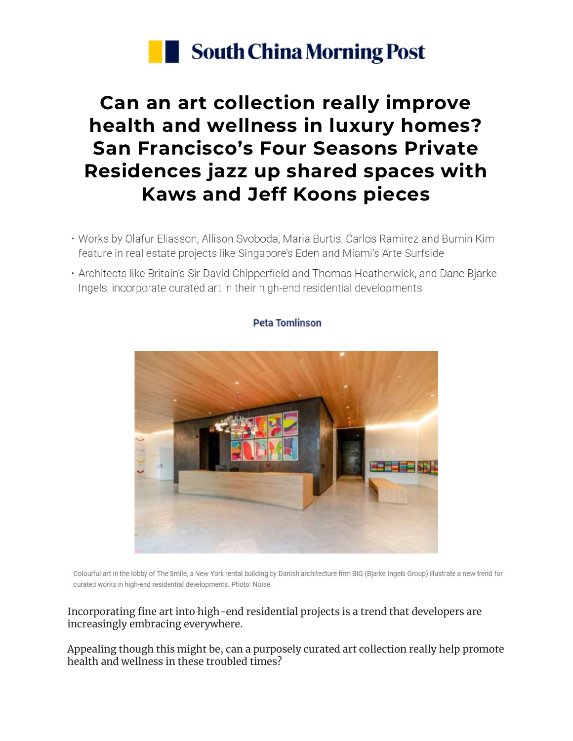South China Morning Post

# Can an art collection really improve health and wellness in luxury homes? San Francisco's Four Seasons Private Residences jazz up shared spaces with Kaws and Jeff Koons pieces

- Works by Olafur Eliasson, Allison Svoboda, Maria Burtis, Carlos Ramirez and Bumin Kim feature in real estate projects like Singapore's Eden and Miami's Arte Surfside
- Architects like Britain's Sir David Chipperfield and Thomas Heatherwick, and Dane Bjarke Ingels, incorporate curated art in their high-end residential developments

**Peta Tomlinson**

Colourful art in the lobby of The Smile, a New York rental building by Danish architecture firm BIG (Bjarke Ingels Group) illustrate a new trend for curated works in high-end residential developments. Photo: Noise

Incorporating fine art into high-end residential projects is a trend that developers are increasingly embracing everywhere.

Appealing though this might be, can a purposely curated art collection really help promote health and wellness in these troubled times?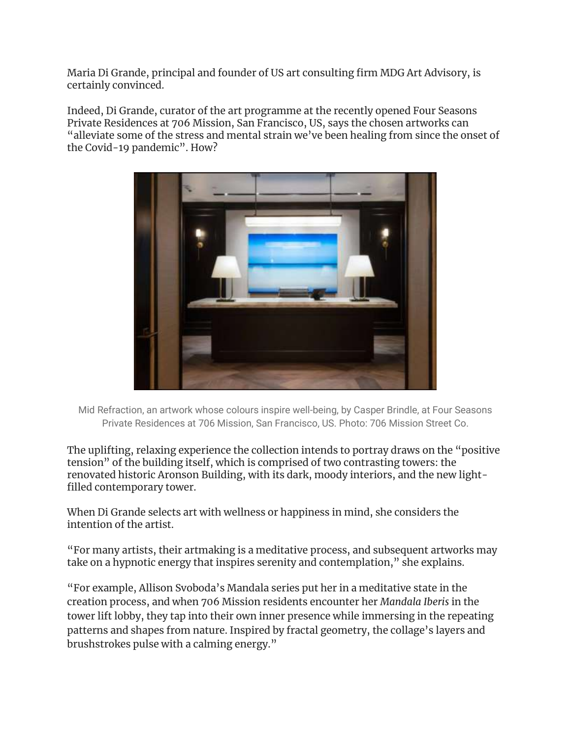Maria Di Grande, principal and founder of US art consulting firm MDG Art Advisory, is certainly convinced.

Indeed, Di Grande, curator of the art programme at the recently opened Four Seasons Private Residences at 706 Mission, San Francisco, US, says the chosen artworks can "alleviate some of the stress and mental strain we've been healing from since the onset of the Covid-19 pandemic". How?

Mid Refraction, an artwork whose colours inspire well-being, by Casper Brindle, at Four Seasons Private Residences at 706 Mission, San Francisco, US. Photo: 706 Mission Street Co.

The uplifting, relaxing experience the collection intends to portray draws on the "positive tension" of the building itself, which is comprised of two contrasting towers: the renovated historic Aronson Building, with its dark, moody interiors, and the new light-filled contemporary tower.

When Di Grande selects art with wellness or happiness in mind, she considers the intention of the artist.

"For many artists, their artmaking is a meditative process, and subsequent artworks may take on a hypnotic energy that inspires serenity and contemplation," she explains.

"For example, Allison Svoboda's Mandala series put her in a meditative state in the creation process, and when 706 Mission residents encounter her *Mandala Iberis* in the tower lift lobby, they tap into their own inner presence while immersing in the repeating patterns and shapes from nature. Inspired by fractal geometry, the collage's layers and brushstrokes pulse with a calming energy."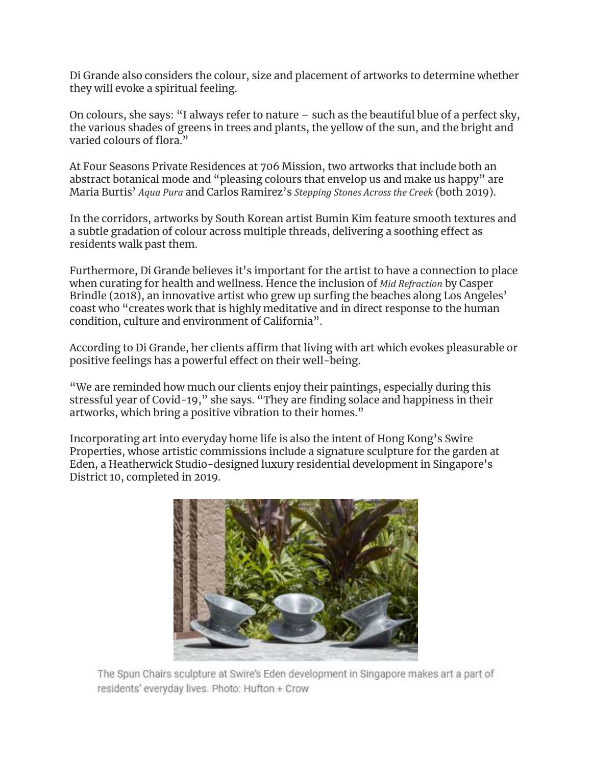Di Grande also considers the colour, size and placement of artworks to determine whether they will evoke a spiritual feeling.

On colours, she says: "I always refer to nature – such as the beautiful blue of a perfect sky, the various shades of greens in trees and plants, the yellow of the sun, and the bright and varied colours of flora."

At Four Seasons Private Residences at 706 Mission, two artworks that include both an abstract botanical mode and "pleasing colours that envelop us and make us happy" are Maria Burtis' *Aqua Pura* and Carlos Ramirez's *Stepping Stones Across the Creek* (both 2019).

In the corridors, artworks by South Korean artist Bumin Kim feature smooth textures and a subtle gradation of colour across multiple threads, delivering a soothing effect as residents walk past them.

Furthermore, Di Grande believes it's important for the artist to have a connection to place when curating for health and wellness. Hence the inclusion of *Mid Refraction* by Casper Brindle (2018), an innovative artist who grew up surfing the beaches along Los Angeles' coast who "creates work that is highly meditative and in direct response to the human condition, culture and environment of California".

According to Di Grande, her clients affirm that living with art which evokes pleasurable or positive feelings has a powerful effect on their well-being.

"We are reminded how much our clients enjoy their paintings, especially during this stressful year of Covid-19," she says. "They are finding solace and happiness in their artworks, which bring a positive vibration to their homes."

Incorporating art into everyday home life is also the intent of Hong Kong's Swire Properties, whose artistic commissions include a signature sculpture for the garden at Eden, a Heatherwick Studio-designed luxury residential development in Singapore's District 10, completed in 2019.

The Spun Chairs sculpture at Swire's Eden development in Singapore makes art a part of residents' everyday lives. Photo: Hufton + Crow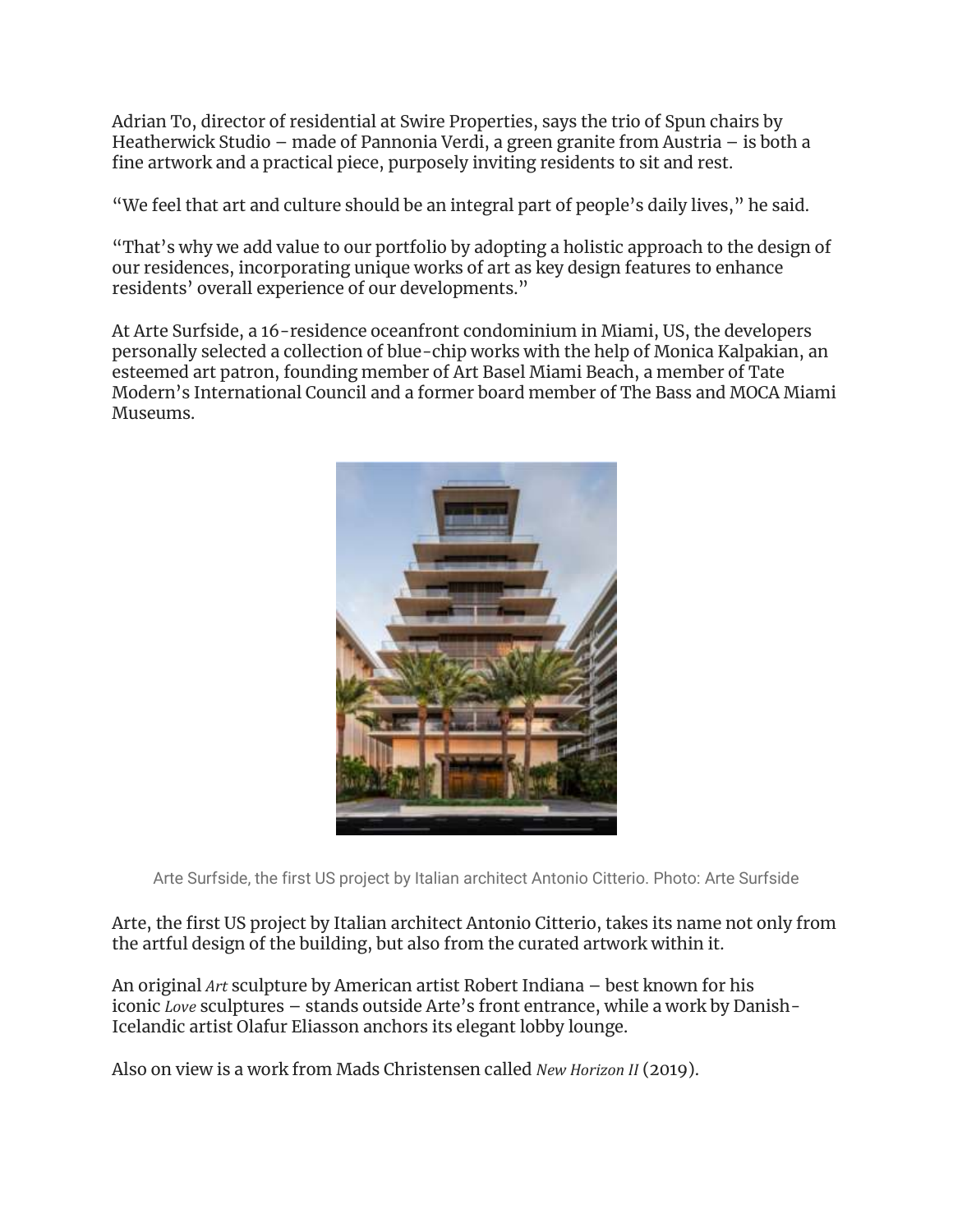Adrian To, director of residential at Swire Properties, says the trio of Spun chairs by Heatherwick Studio – made of Pannonia Verdi, a green granite from Austria – is both a fine artwork and a practical piece, purposely inviting residents to sit and rest.

"We feel that art and culture should be an integral part of people's daily lives," he said.

"That's why we add value to our portfolio by adopting a holistic approach to the design of our residences, incorporating unique works of art as key design features to enhance residents' overall experience of our developments."

At Arte Surfside, a 16-residence oceanfront condominium in Miami, US, the developers personally selected a collection of blue-chip works with the help of Monica Kalpakian, an esteemed art patron, founding member of Art Basel Miami Beach, a member of Tate Modern's International Council and a former board member of The Bass and MOCA Miami Museums.

Arte Surfside, the first US project by Italian architect Antonio Citterio. Photo: Arte Surfside

Arte, the first US project by Italian architect Antonio Citterio, takes its name not only from the artful design of the building, but also from the curated artwork within it.

An original *Art* sculpture by American artist Robert Indiana – best known for his iconic *Love* sculptures – stands outside Arte's front entrance, while a work by Danish-Icelandic artist Olafur Eliasson anchors its elegant lobby lounge.

Also on view is a work from Mads Christensen called *New Horizon II* (2019).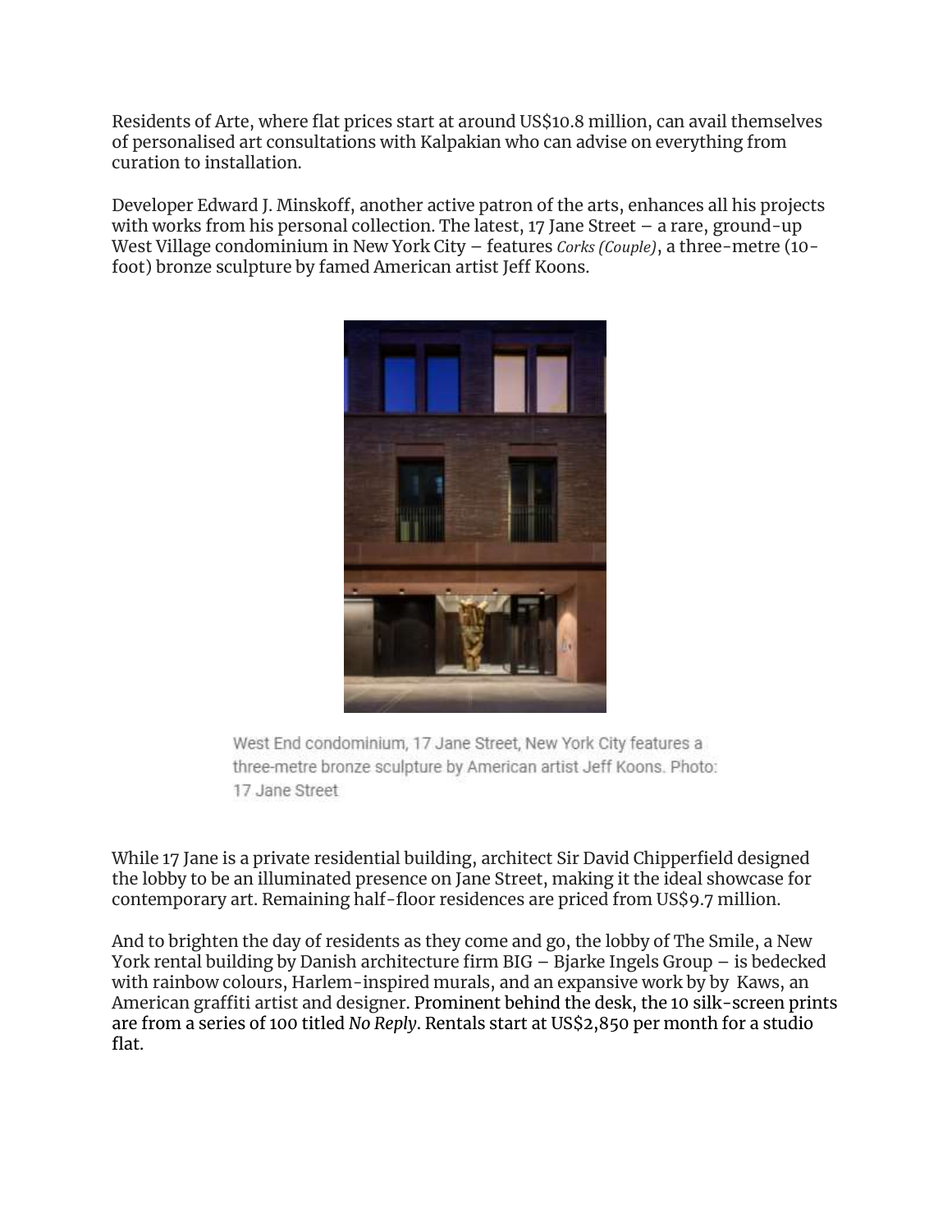Residents of Arte, where flat prices start at around US$10.8 million, can avail themselves of personalised art consultations with Kalpakian who can advise on everything from curation to installation.

Developer Edward J. Minskoff, another active patron of the arts, enhances all his projects with works from his personal collection. The latest, 17 Jane Street – a rare, ground-up West Village condominium in New York City – features *Corks (Couple)*, a three-metre (10-foot) bronze sculpture by famed American artist Jeff Koons.

West End condominium, 17 Jane Street, New York City features a three-metre bronze sculpture by American artist Jeff Koons. Photo: 17 Jane Street

While 17 Jane is a private residential building, architect Sir David Chipperfield designed the lobby to be an illuminated presence on Jane Street, making it the ideal showcase for contemporary art. Remaining half-floor residences are priced from US$9.7 million.

And to brighten the day of residents as they come and go, the lobby of The Smile, a New York rental building by Danish architecture firm BIG – Bjarke Ingels Group – is bedecked with rainbow colours, Harlem-inspired murals, and an expansive work by by Kaws, an American graffiti artist and designer. Prominent behind the desk, the 10 silk-screen prints are from a series of 100 titled *No Reply*. Rentals start at US$2,850 per month for a studio flat.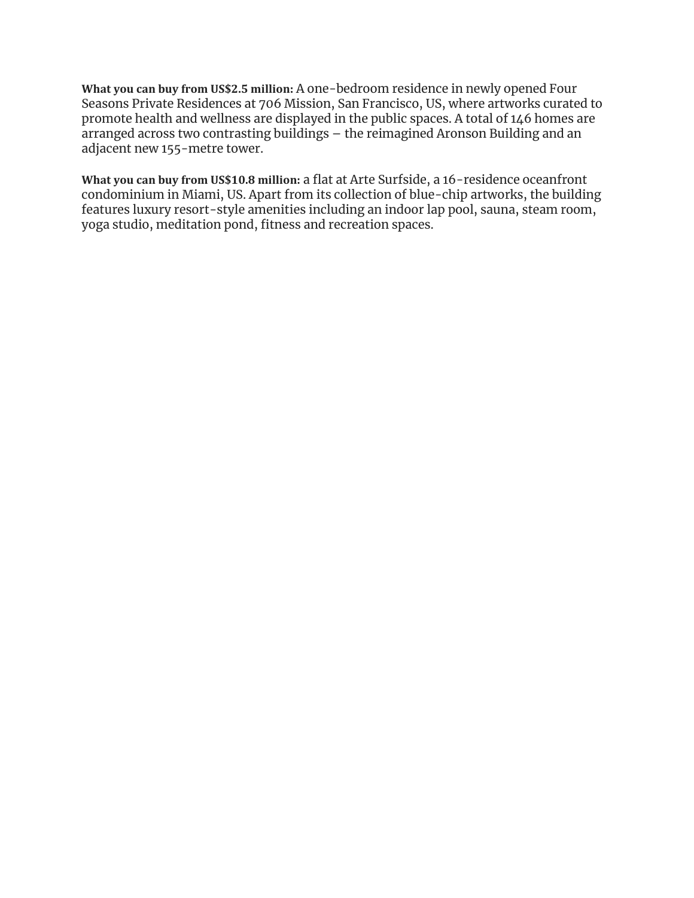**What you can buy from US$2.5 million:** A one-bedroom residence in newly opened Four Seasons Private Residences at 706 Mission, San Francisco, US, where artworks curated to promote health and wellness are displayed in the public spaces. A total of 146 homes are arranged across two contrasting buildings – the reimagined Aronson Building and an adjacent new 155-metre tower.

**What you can buy from US$10.8 million:** a flat at Arte Surfside, a 16-residence oceanfront condominium in Miami, US. Apart from its collection of blue-chip artworks, the building features luxury resort-style amenities including an indoor lap pool, sauna, steam room, yoga studio, meditation pond, fitness and recreation spaces.